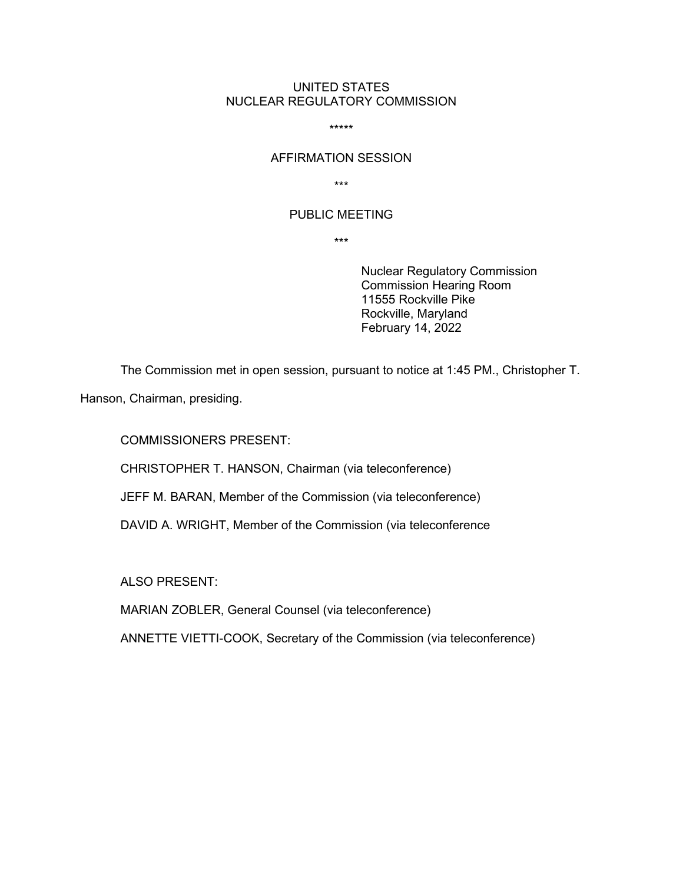UNITED STATES
NUCLEAR REGULATORY COMMISSION

*****

AFFIRMATION SESSION

***

PUBLIC MEETING

***

Nuclear Regulatory Commission
Commission Hearing Room
11555 Rockville Pike
Rockville, Maryland
February 14, 2022

The Commission met in open session, pursuant to notice at 1:45 PM., Christopher T. Hanson, Chairman, presiding.

COMMISSIONERS PRESENT:

CHRISTOPHER T. HANSON, Chairman (via teleconference)

JEFF M. BARAN, Member of the Commission (via teleconference)

DAVID A. WRIGHT, Member of the Commission (via teleconference

ALSO PRESENT:

MARIAN ZOBLER, General Counsel (via teleconference)

ANNETTE VIETTI-COOK, Secretary of the Commission (via teleconference)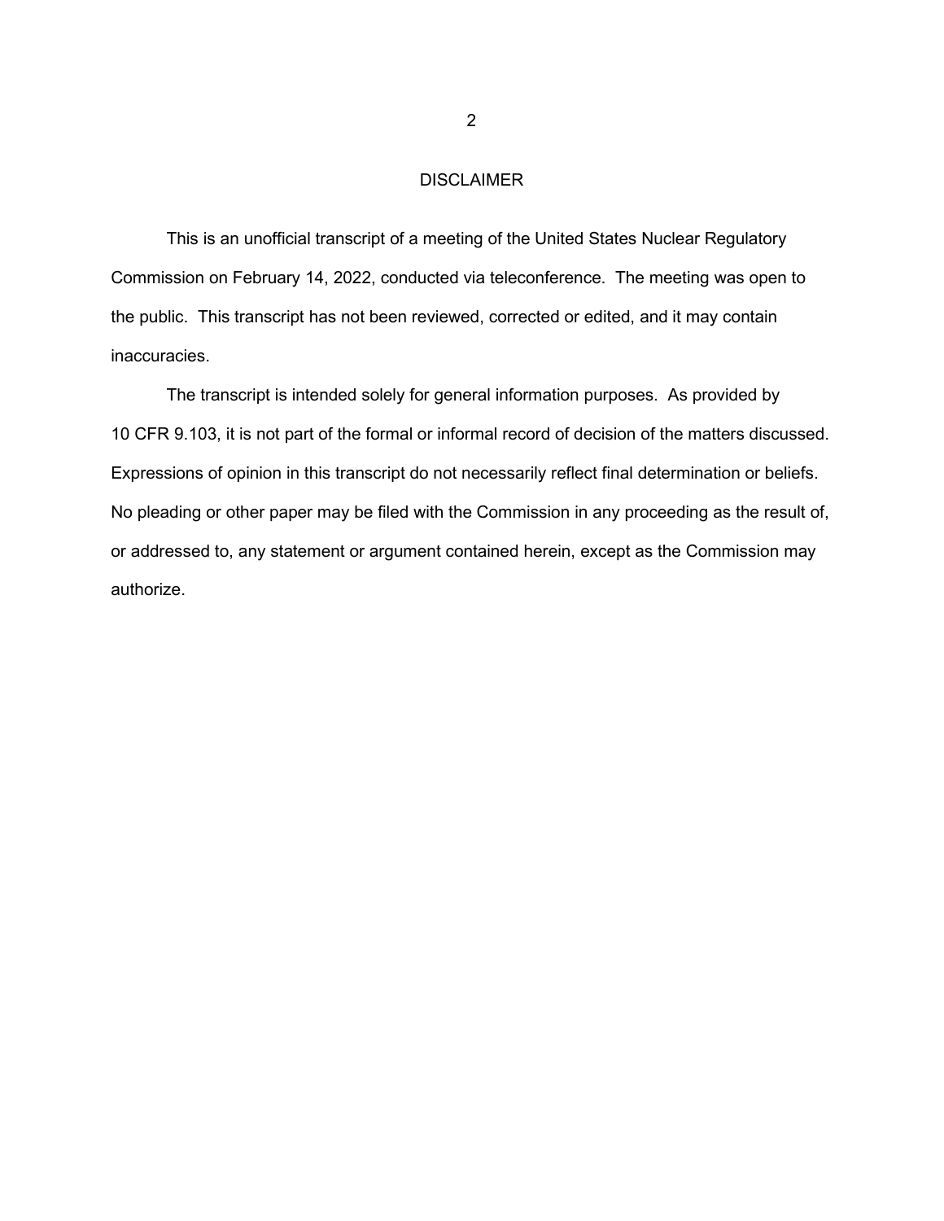# DISCLAIMER

This is an unofficial transcript of a meeting of the United States Nuclear Regulatory Commission on February 14, 2022, conducted via teleconference. The meeting was open to the public. This transcript has not been reviewed, corrected or edited, and it may contain inaccuracies.

The transcript is intended solely for general information purposes. As provided by 10 CFR 9.103, it is not part of the formal or informal record of decision of the matters discussed. Expressions of opinion in this transcript do not necessarily reflect final determination or beliefs. No pleading or other paper may be filed with the Commission in any proceeding as the result of, or addressed to, any statement or argument contained herein, except as the Commission may authorize.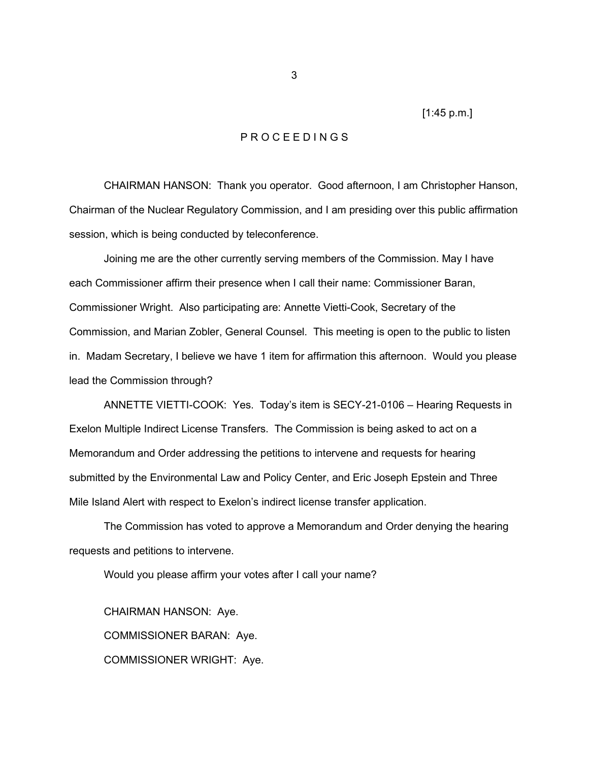[1:45 p.m.]

PROCEEDINGS

CHAIRMAN HANSON: Thank you operator. Good afternoon, I am Christopher Hanson, Chairman of the Nuclear Regulatory Commission, and I am presiding over this public affirmation session, which is being conducted by teleconference.

Joining me are the other currently serving members of the Commission. May I have each Commissioner affirm their presence when I call their name: Commissioner Baran, Commissioner Wright. Also participating are: Annette Vietti-Cook, Secretary of the Commission, and Marian Zobler, General Counsel. This meeting is open to the public to listen in. Madam Secretary, I believe we have 1 item for affirmation this afternoon. Would you please lead the Commission through?

ANNETTE VIETTI-COOK: Yes. Today's item is SECY-21-0106 – Hearing Requests in Exelon Multiple Indirect License Transfers. The Commission is being asked to act on a Memorandum and Order addressing the petitions to intervene and requests for hearing submitted by the Environmental Law and Policy Center, and Eric Joseph Epstein and Three Mile Island Alert with respect to Exelon's indirect license transfer application.

The Commission has voted to approve a Memorandum and Order denying the hearing requests and petitions to intervene.

Would you please affirm your votes after I call your name?

CHAIRMAN HANSON: Aye.

COMMISSIONER BARAN: Aye.

COMMISSIONER WRIGHT: Aye.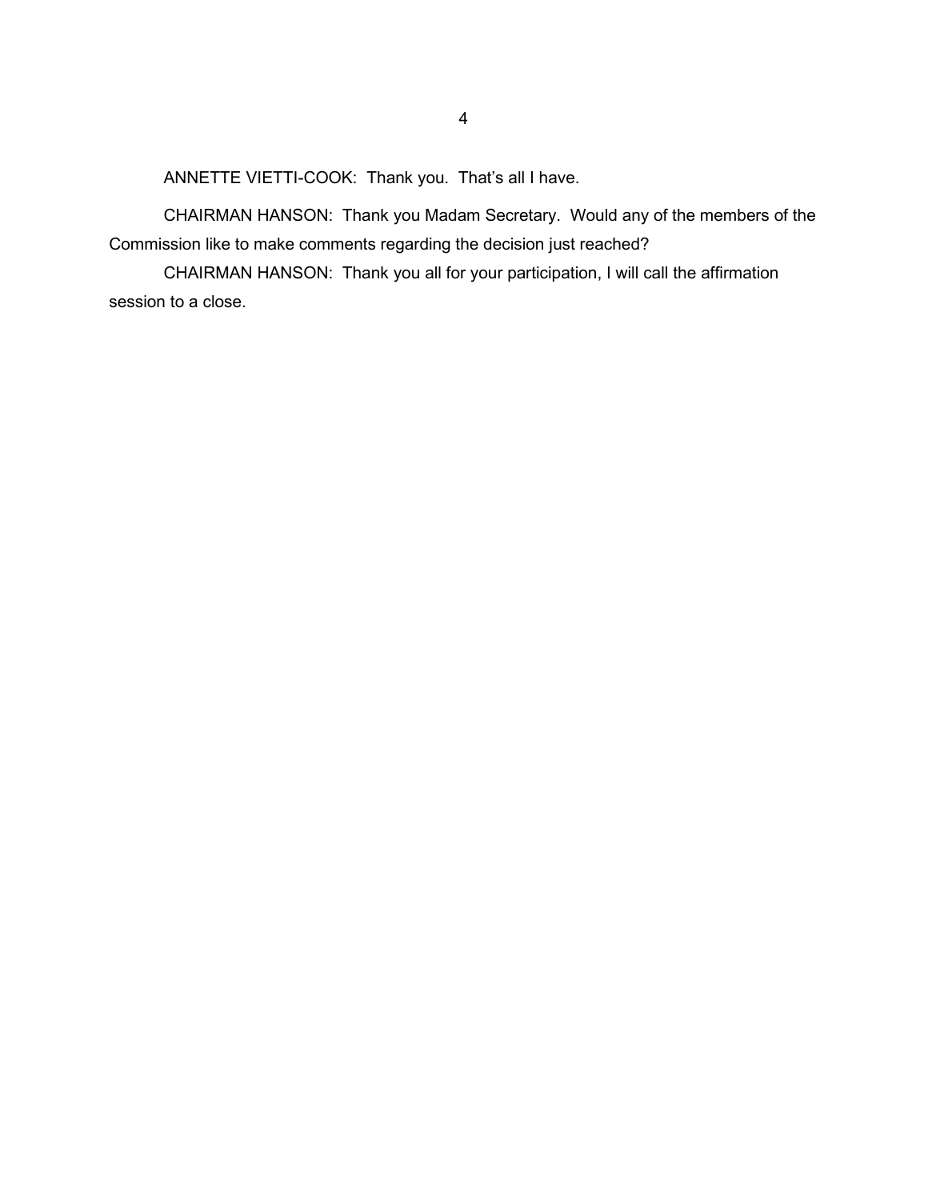ANNETTE VIETTI-COOK: Thank you. That's all I have.

CHAIRMAN HANSON: Thank you Madam Secretary. Would any of the members of the Commission like to make comments regarding the decision just reached?

CHAIRMAN HANSON: Thank you all for your participation, I will call the affirmation session to a close.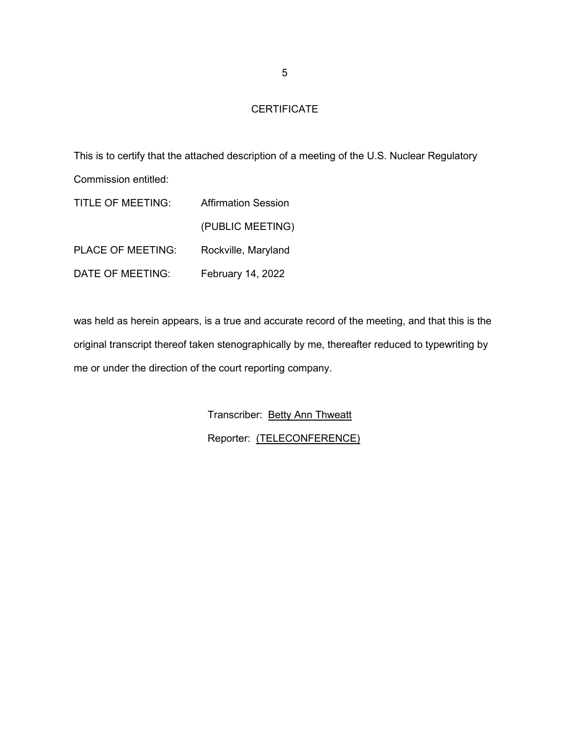# CERTIFICATE

This is to certify that the attached description of a meeting of the U.S. Nuclear Regulatory Commission entitled:

| | |
|---|---|
| TITLE OF MEETING: | Affirmation Session |
| | (PUBLIC MEETING) |
| PLACE OF MEETING: | Rockville, Maryland |
| DATE OF MEETING: | February 14, 2022 |

was held as herein appears, is a true and accurate record of the meeting, and that this is the original transcript thereof taken stenographically by me, thereafter reduced to typewriting by me or under the direction of the court reporting company.

Transcriber: Betty Ann Thweatt

Reporter: (TELECONFERENCE)